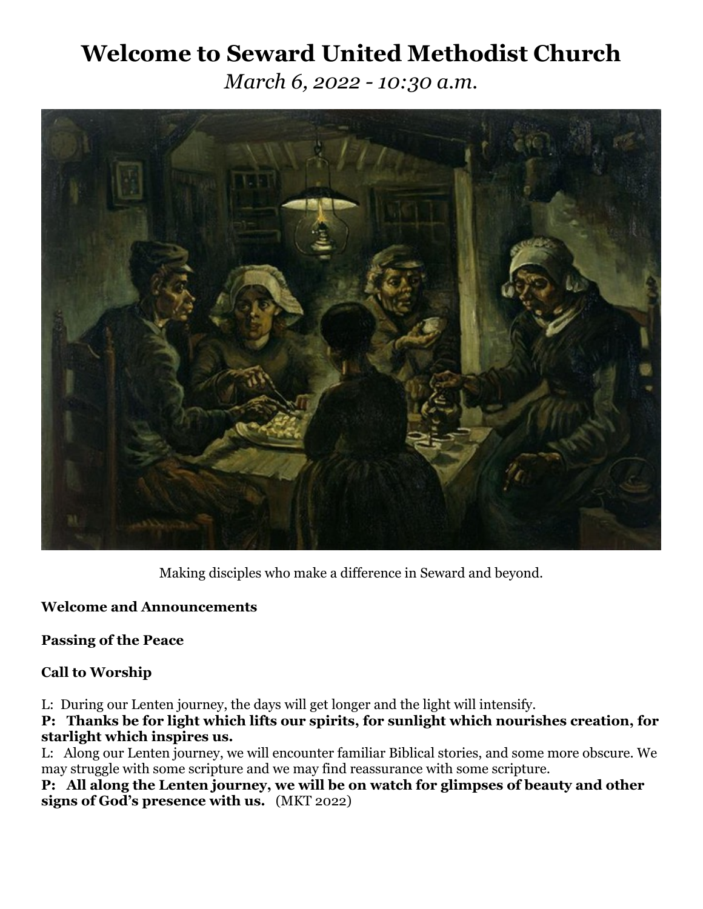# Welcome to Seward United Methodist Church

*March 6, 2022 - 10:30 a.m.*

Making disciples who make a difference in Seward and beyond.

**Welcome and Announcements**

**Passing of the Peace**

**Call to Worship**

L: During our Lenten journey, the days will get longer and the light will intensify.

**P: Thanks be for light which lifts our spirits, for sunlight which nourishes creation, for starlight which inspires us.**

L: Along our Lenten journey, we will encounter familiar Biblical stories, and some more obscure. We may struggle with some scripture and we may find reassurance with some scripture.

**P: All along the Lenten journey, we will be on watch for glimpses of beauty and other signs of God's presence with us.** (MKT 2022)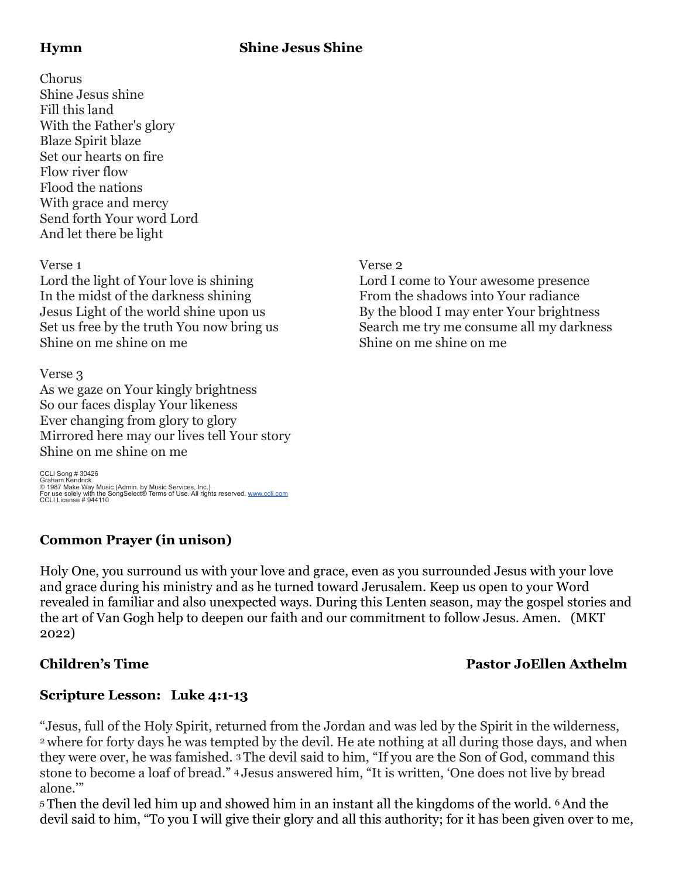**Hymn** **Shine Jesus Shine**

Chorus
Shine Jesus shine
Fill this land
With the Father's glory
Blaze Spirit blaze
Set our hearts on fire
Flow river flow
Flood the nations
With grace and mercy
Send forth Your word Lord
And let there be light

Verse 1
Lord the light of Your love is shining
In the midst of the darkness shining
Jesus Light of the world shine upon us
Set us free by the truth You now bring us
Shine on me shine on me

Verse 2
Lord I come to Your awesome presence
From the shadows into Your radiance
By the blood I may enter Your brightness
Search me try me consume all my darkness
Shine on me shine on me

Verse 3
As we gaze on Your kingly brightness
So our faces display Your likeness
Ever changing from glory to glory
Mirrored here may our lives tell Your story
Shine on me shine on me

CCLI Song # 30426
Graham Kendrick
© 1987 Make Way Music (Admin. by Music Services, Inc.)
For use solely with the SongSelect® Terms of Use. All rights reserved. www.ccli.com
CCLI License # 944110

## Common Prayer (in unison)

Holy One, you surround us with your love and grace, even as you surrounded Jesus with your love and grace during his ministry and as he turned toward Jerusalem. Keep us open to your Word revealed in familiar and also unexpected ways. During this Lenten season, may the gospel stories and the art of Van Gogh help to deepen our faith and our commitment to follow Jesus. Amen. (MKT 2022)

## Children's Time — Pastor JoEllen Axthelm

## Scripture Lesson: Luke 4:1-13

"Jesus, full of the Holy Spirit, returned from the Jordan and was led by the Spirit in the wilderness, [2] where for forty days he was tempted by the devil. He ate nothing at all during those days, and when they were over, he was famished. [3] The devil said to him, "If you are the Son of God, command this stone to become a loaf of bread." [4] Jesus answered him, "It is written, 'One does not live by bread alone.'"

[5] Then the devil led him up and showed him in an instant all the kingdoms of the world. [6] And the devil said to him, "To you I will give their glory and all this authority; for it has been given over to me,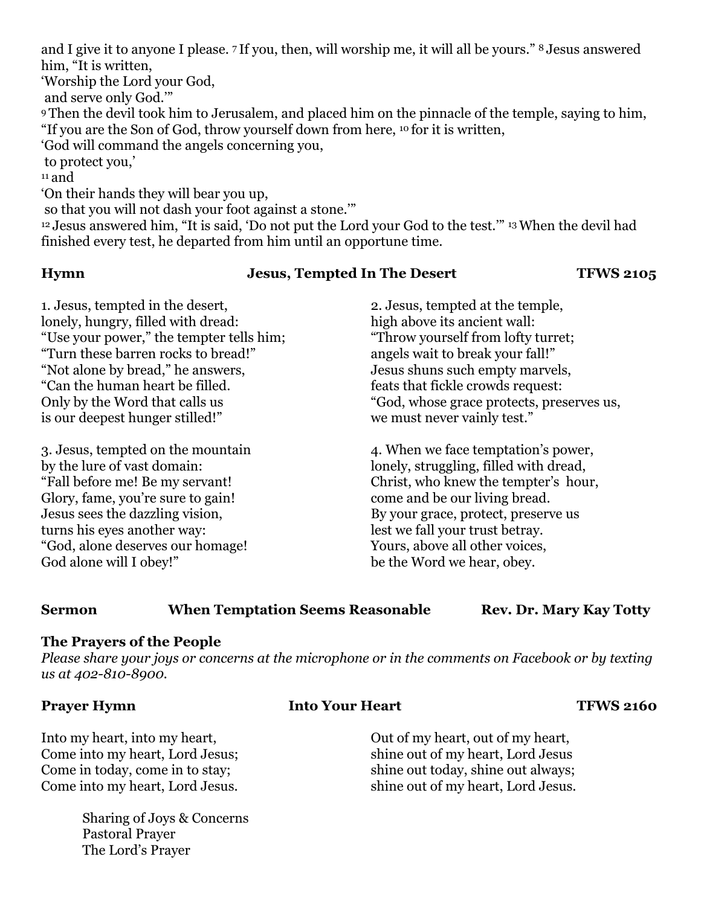and I give it to anyone I please. [7] If you, then, will worship me, it will all be yours." [8] Jesus answered him, "It is written,
'Worship the Lord your God,
and serve only God.'"
[9] Then the devil took him to Jerusalem, and placed him on the pinnacle of the temple, saying to him, "If you are the Son of God, throw yourself down from here, [10] for it is written,
'God will command the angels concerning you,
to protect you,'
[11] and
'On their hands they will bear you up,
so that you will not dash your foot against a stone.'"
[12] Jesus answered him, "It is said, 'Do not put the Lord your God to the test.'" [13] When the devil had finished every test, he departed from him until an opportune time.

**Hymn** **Jesus, Tempted In The Desert** **TFWS 2105**

1. Jesus, tempted in the desert,
lonely, hungry, filled with dread:
"Use your power," the tempter tells him;
"Turn these barren rocks to bread!"
"Not alone by bread," he answers,
"Can the human heart be filled.
Only by the Word that calls us
is our deepest hunger stilled!"

2. Jesus, tempted at the temple,
high above its ancient wall:
"Throw yourself from lofty turret;
angels wait to break your fall!"
Jesus shuns such empty marvels,
feats that fickle crowds request:
"God, whose grace protects, preserves us,
we must never vainly test."

3. Jesus, tempted on the mountain
by the lure of vast domain:
"Fall before me! Be my servant!
Glory, fame, you're sure to gain!
Jesus sees the dazzling vision,
turns his eyes another way:
"God, alone deserves our homage!
God alone will I obey!"

4. When we face temptation's power,
lonely, struggling, filled with dread,
Christ, who knew the tempter's hour,
come and be our living bread.
By your grace, protect, preserve us
lest we fall your trust betray.
Yours, above all other voices,
be the Word we hear, obey.

**Sermon** **When Temptation Seems Reasonable** **Rev. Dr. Mary Kay Totty**

**The Prayers of the People**
*Please share your joys or concerns at the microphone or in the comments on Facebook or by texting us at 402-810-8900.*

**Prayer Hymn** **Into Your Heart** **TFWS 2160**

Into my heart, into my heart,
Come into my heart, Lord Jesus;
Come in today, come in to stay;
Come into my heart, Lord Jesus.

Out of my heart, out of my heart,
shine out of my heart, Lord Jesus
shine out today, shine out always;
shine out of my heart, Lord Jesus.

Sharing of Joys & Concerns
Pastoral Prayer
The Lord's Prayer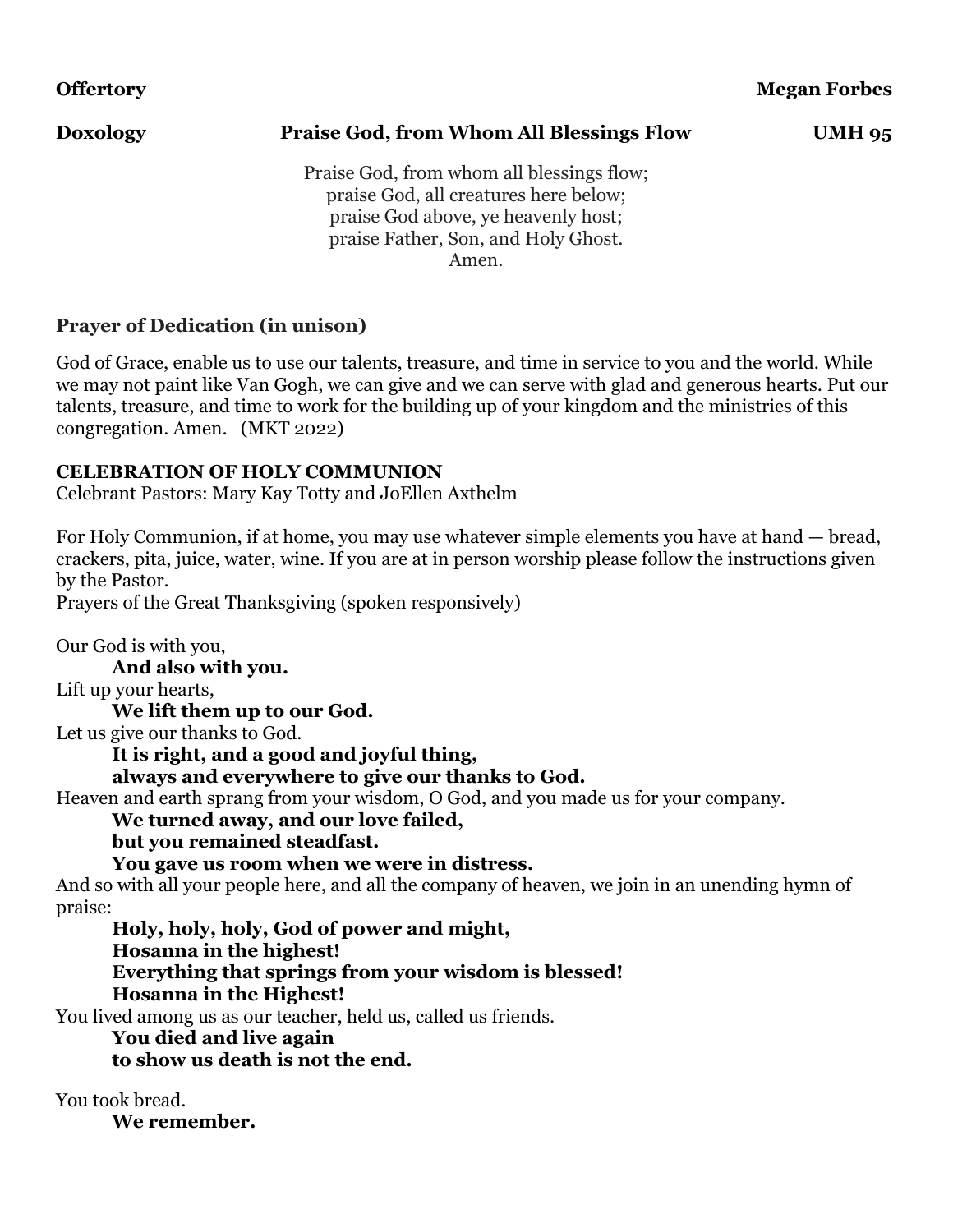**Offertory** **Megan Forbes**

**Doxology** **Praise God, from Whom All Blessings Flow** **UMH 95**

Praise God, from whom all blessings flow;
praise God, all creatures here below;
praise God above, ye heavenly host;
praise Father, Son, and Holy Ghost.
Amen.

**Prayer of Dedication (in unison)**

God of Grace, enable us to use our talents, treasure, and time in service to you and the world. While we may not paint like Van Gogh, we can give and we can serve with glad and generous hearts. Put our talents, treasure, and time to work for the building up of your kingdom and the ministries of this congregation. Amen. (MKT 2022)

**CELEBRATION OF HOLY COMMUNION**

Celebrant Pastors: Mary Kay Totty and JoEllen Axthelm

For Holy Communion, if at home, you may use whatever simple elements you have at hand — bread, crackers, pita, juice, water, wine. If you are at in person worship please follow the instructions given by the Pastor.

Prayers of the Great Thanksgiving (spoken responsively)

Our God is with you,
**And also with you.**
Lift up your hearts,
**We lift them up to our God.**
Let us give our thanks to God.
**It is right, and a good and joyful thing,**
**always and everywhere to give our thanks to God.**
Heaven and earth sprang from your wisdom, O God, and you made us for your company.
**We turned away, and our love failed,**
**but you remained steadfast.**
**You gave us room when we were in distress.**
And so with all your people here, and all the company of heaven, we join in an unending hymn of praise:
**Holy, holy, holy, God of power and might,**
**Hosanna in the highest!**
**Everything that springs from your wisdom is blessed!**
**Hosanna in the Highest!**
You lived among us as our teacher, held us, called us friends.
**You died and live again**
**to show us death is not the end.**

You took bread.
**We remember.**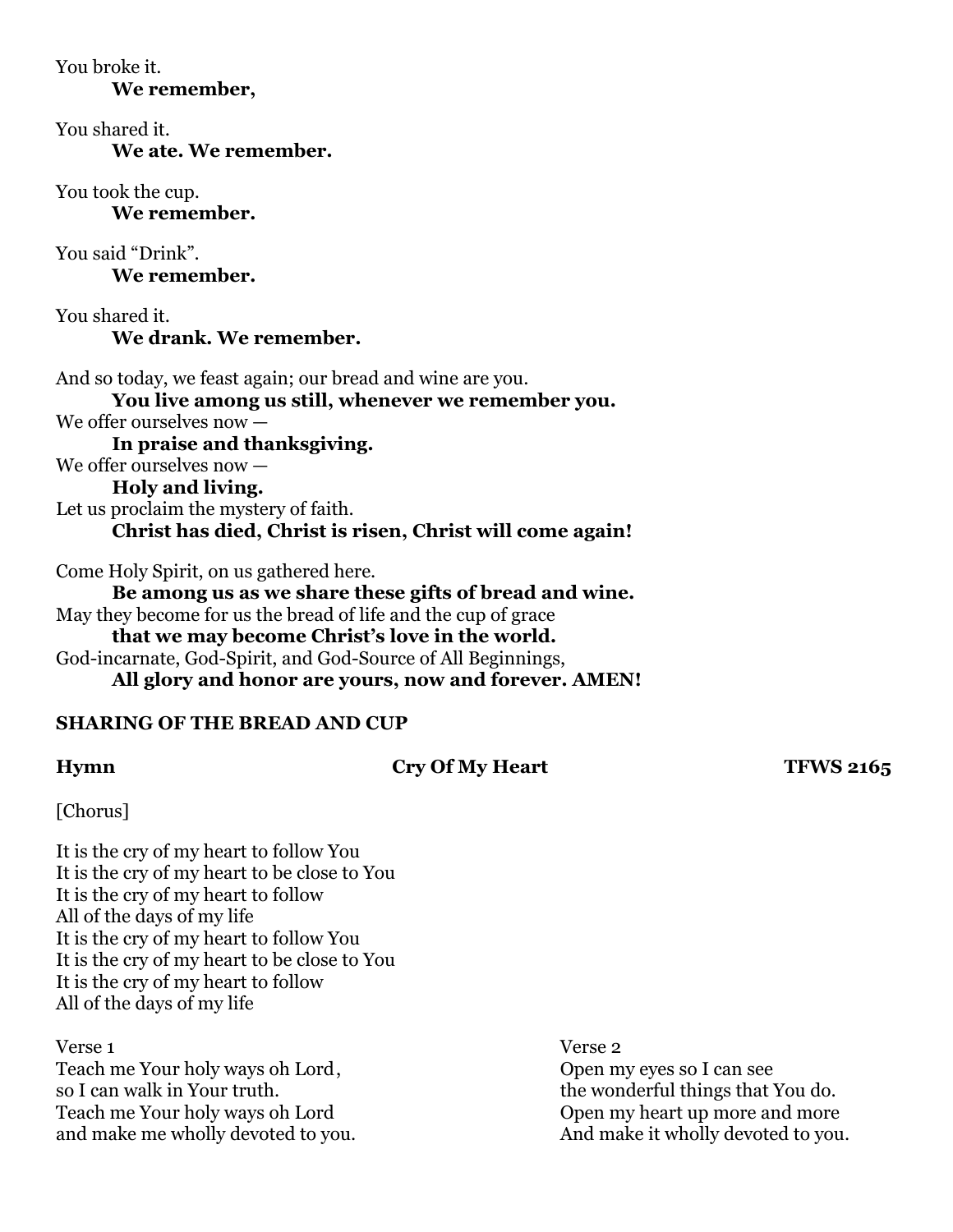You broke it.
**We remember,**

You shared it.
**We ate. We remember.**

You took the cup.
**We remember.**

You said "Drink".
**We remember.**

You shared it.
**We drank. We remember.**

And so today, we feast again; our bread and wine are you.
**You live among us still, whenever we remember you.**
We offer ourselves now —
**In praise and thanksgiving.**
We offer ourselves now —
**Holy and living.**
Let us proclaim the mystery of faith.
**Christ has died, Christ is risen, Christ will come again!**

Come Holy Spirit, on us gathered here.
**Be among us as we share these gifts of bread and wine.**
May they become for us the bread of life and the cup of grace
**that we may become Christ's love in the world.**
God-incarnate, God-Spirit, and God-Source of All Beginnings,
**All glory and honor are yours, now and forever. AMEN!**

**SHARING OF THE BREAD AND CUP**

**Hymn** **Cry Of My Heart** **TFWS 2165**

[Chorus]

It is the cry of my heart to follow You
It is the cry of my heart to be close to You
It is the cry of my heart to follow
All of the days of my life
It is the cry of my heart to follow You
It is the cry of my heart to be close to You
It is the cry of my heart to follow
All of the days of my life

Verse 1
Teach me Your holy ways oh Lord,
so I can walk in Your truth.
Teach me Your holy ways oh Lord
and make me wholly devoted to you.

Verse 2
Open my eyes so I can see
the wonderful things that You do.
Open my heart up more and more
And make it wholly devoted to you.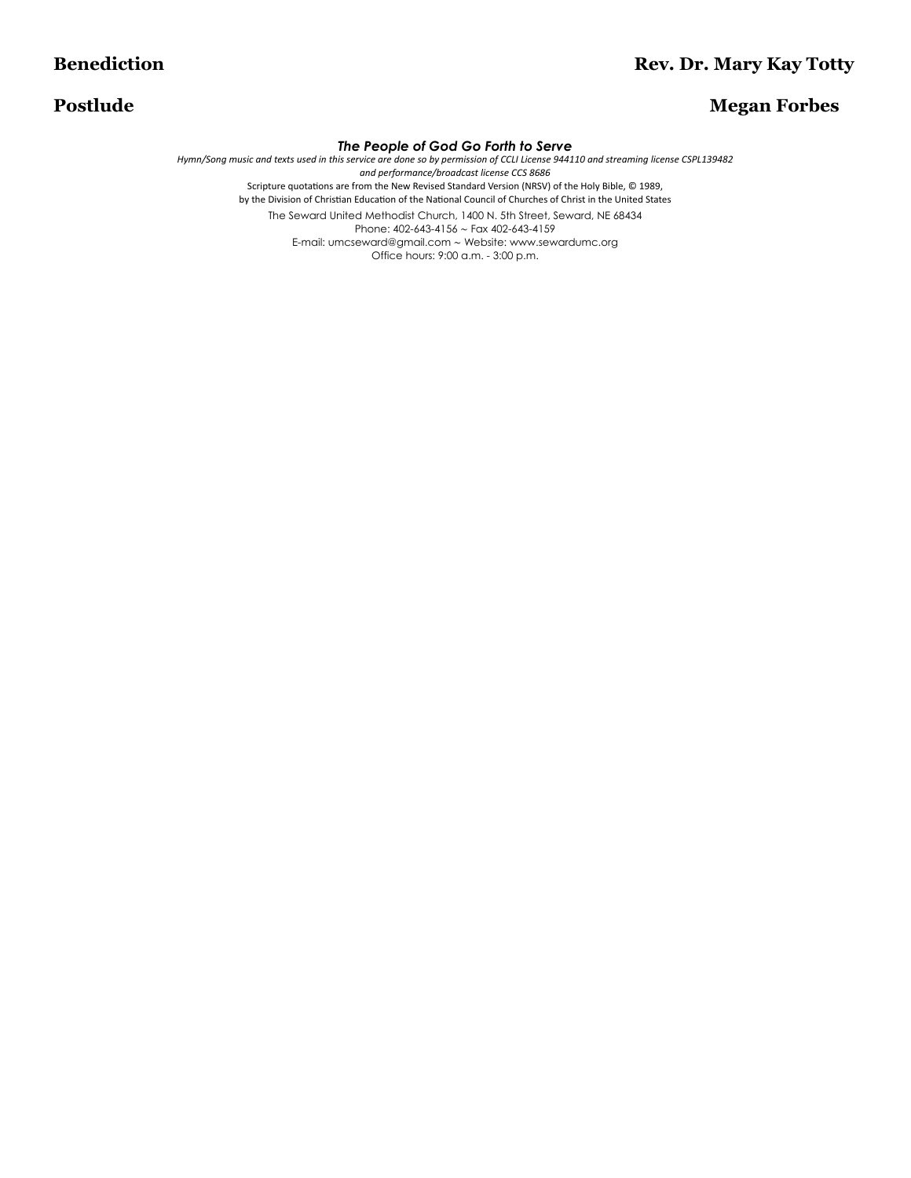**Benediction** **Rev. Dr. Mary Kay Totty**

**Postlude** **Megan Forbes**

***The People of God Go Forth to Serve***

*Hymn/Song music and texts used in this service are done so by permission of CCLI License 944110 and streaming license CSPL139482 and performance/broadcast license CCS 8686*

Scripture quotations are from the New Revised Standard Version (NRSV) of the Holy Bible, © 1989, by the Division of Christian Education of the National Council of Churches of Christ in the United States

The Seward United Methodist Church, 1400 N. 5th Street, Seward, NE 68434
Phone: 402-643-4156 ~ Fax 402-643-4159
E-mail: umcseward@gmail.com ~ Website: www.sewardumc.org
Office hours: 9:00 a.m. - 3:00 p.m.